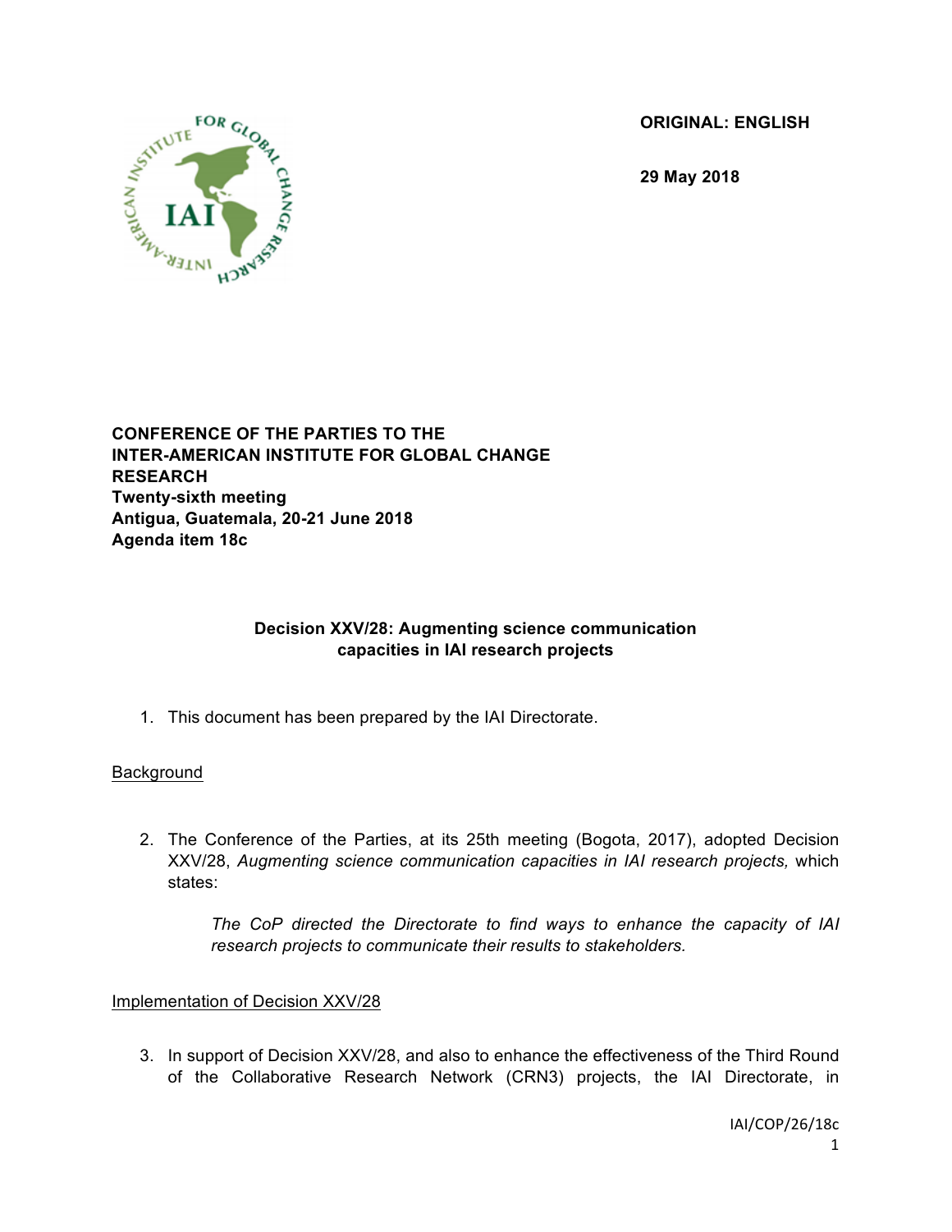**ORIGINAL: ENGLISH**

**29 May 2018**

**CONFERENCE OF THE PARTIES TO THE INTER-AMERICAN INSTITUTE FOR GLOBAL CHANGE RESEARCH**
**Twenty-sixth meeting**
**Antigua, Guatemala, 20-21 June 2018**
**Agenda item 18c**

## Decision XXV/28: Augmenting science communication capacities in IAI research projects

1. This document has been prepared by the IAI Directorate.

Background

2. The Conference of the Parties, at its 25th meeting (Bogota, 2017), adopted Decision XXV/28, *Augmenting science communication capacities in IAI research projects,* which states:

   *The CoP directed the Directorate to find ways to enhance the capacity of IAI research projects to communicate their results to stakeholders.*

Implementation of Decision XXV/28

3. In support of Decision XXV/28, and also to enhance the effectiveness of the Third Round of the Collaborative Research Network (CRN3) projects, the IAI Directorate, in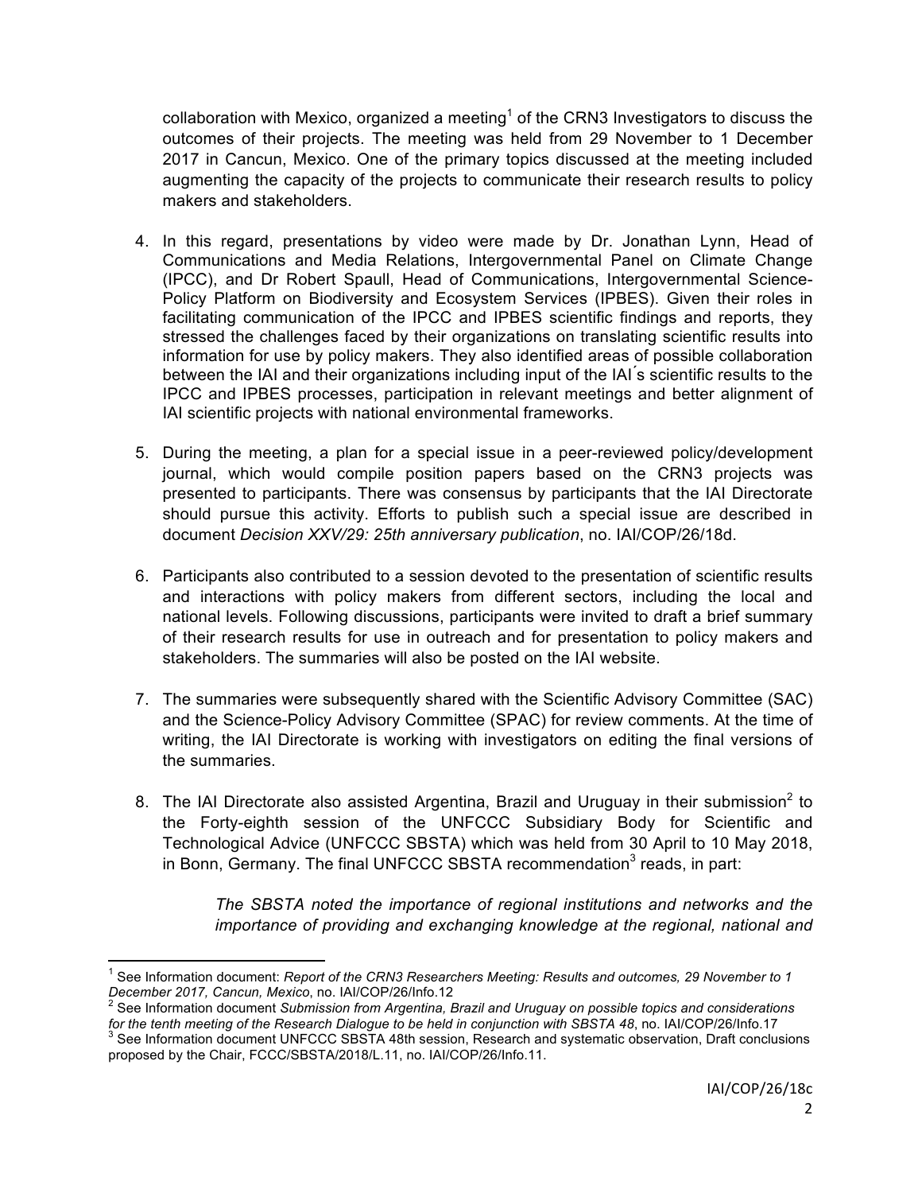collaboration with Mexico, organized a meeting[1] of the CRN3 Investigators to discuss the outcomes of their projects. The meeting was held from 29 November to 1 December 2017 in Cancun, Mexico. One of the primary topics discussed at the meeting included augmenting the capacity of the projects to communicate their research results to policy makers and stakeholders.

4. In this regard, presentations by video were made by Dr. Jonathan Lynn, Head of Communications and Media Relations, Intergovernmental Panel on Climate Change (IPCC), and Dr Robert Spaull, Head of Communications, Intergovernmental Science-Policy Platform on Biodiversity and Ecosystem Services (IPBES). Given their roles in facilitating communication of the IPCC and IPBES scientific findings and reports, they stressed the challenges faced by their organizations on translating scientific results into information for use by policy makers. They also identified areas of possible collaboration between the IAI and their organizations including input of the IAI´s scientific results to the IPCC and IPBES processes, participation in relevant meetings and better alignment of IAI scientific projects with national environmental frameworks.

5. During the meeting, a plan for a special issue in a peer-reviewed policy/development journal, which would compile position papers based on the CRN3 projects was presented to participants. There was consensus by participants that the IAI Directorate should pursue this activity. Efforts to publish such a special issue are described in document *Decision XXV/29: 25th anniversary publication*, no. IAI/COP/26/18d.

6. Participants also contributed to a session devoted to the presentation of scientific results and interactions with policy makers from different sectors, including the local and national levels. Following discussions, participants were invited to draft a brief summary of their research results for use in outreach and for presentation to policy makers and stakeholders. The summaries will also be posted on the IAI website.

7. The summaries were subsequently shared with the Scientific Advisory Committee (SAC) and the Science-Policy Advisory Committee (SPAC) for review comments. At the time of writing, the IAI Directorate is working with investigators on editing the final versions of the summaries.

8. The IAI Directorate also assisted Argentina, Brazil and Uruguay in their submission[2] to the Forty-eighth session of the UNFCCC Subsidiary Body for Scientific and Technological Advice (UNFCCC SBSTA) which was held from 30 April to 10 May 2018, in Bonn, Germany. The final UNFCCC SBSTA recommendation[3] reads, in part:

> *The SBSTA noted the importance of regional institutions and networks and the importance of providing and exchanging knowledge at the regional, national and*

---

[1] See Information document: *Report of the CRN3 Researchers Meeting: Results and outcomes, 29 November to 1 December 2017, Cancun, Mexico*, no. IAI/COP/26/Info.12

[2] See Information document *Submission from Argentina, Brazil and Uruguay on possible topics and considerations for the tenth meeting of the Research Dialogue to be held in conjunction with SBSTA 48*, no. IAI/COP/26/Info.17

[3] See Information document UNFCCC SBSTA 48th session, Research and systematic observation, Draft conclusions proposed by the Chair, FCCC/SBSTA/2018/L.11, no. IAI/COP/26/Info.11.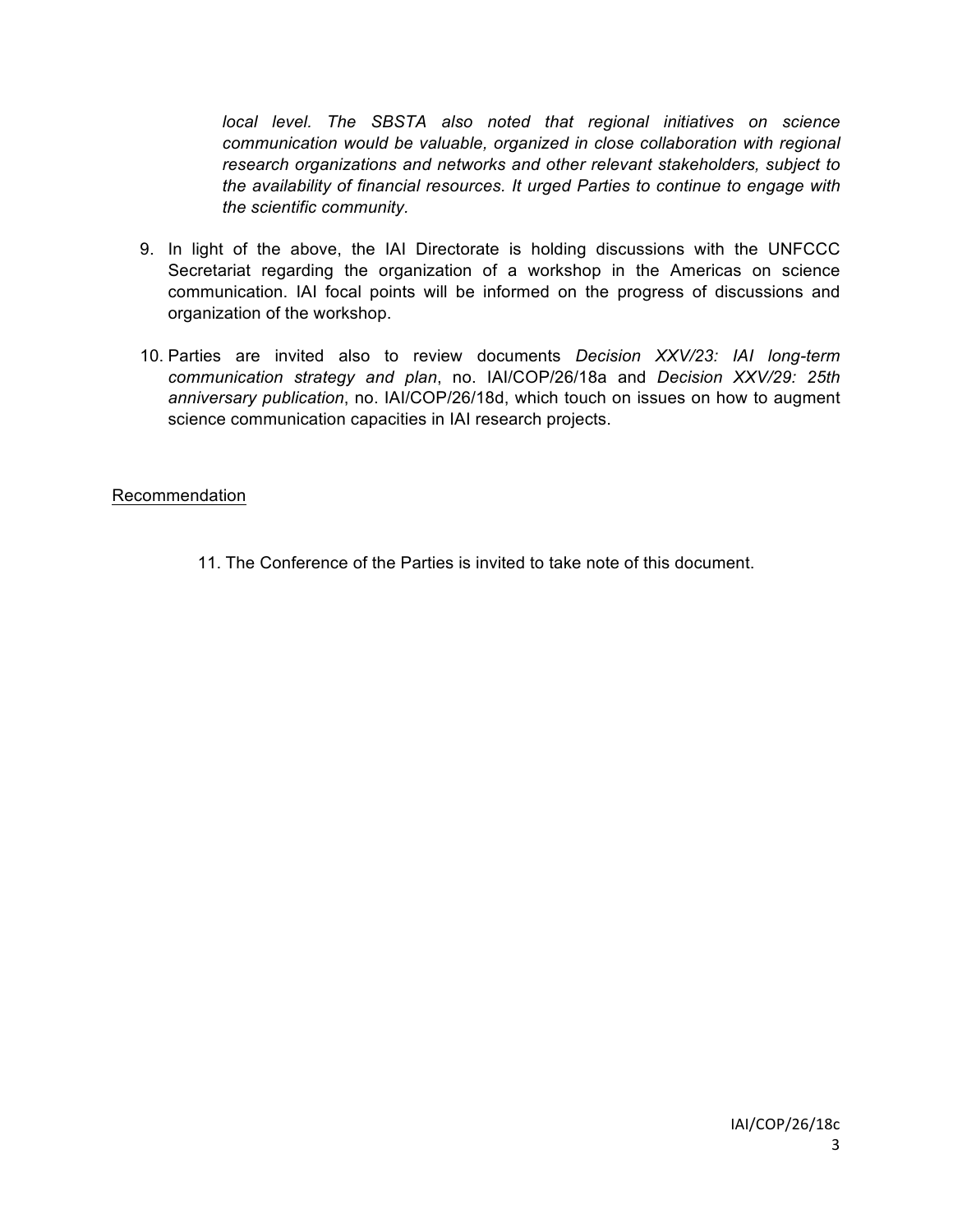*local level. The SBSTA also noted that regional initiatives on science communication would be valuable, organized in close collaboration with regional research organizations and networks and other relevant stakeholders, subject to the availability of financial resources. It urged Parties to continue to engage with the scientific community.*

9. In light of the above, the IAI Directorate is holding discussions with the UNFCCC Secretariat regarding the organization of a workshop in the Americas on science communication. IAI focal points will be informed on the progress of discussions and organization of the workshop.

10. Parties are invited also to review documents *Decision XXV/23: IAI long-term communication strategy and plan*, no. IAI/COP/26/18a and *Decision XXV/29: 25th anniversary publication*, no. IAI/COP/26/18d, which touch on issues on how to augment science communication capacities in IAI research projects.

<u>Recommendation</u>

11. The Conference of the Parties is invited to take note of this document.